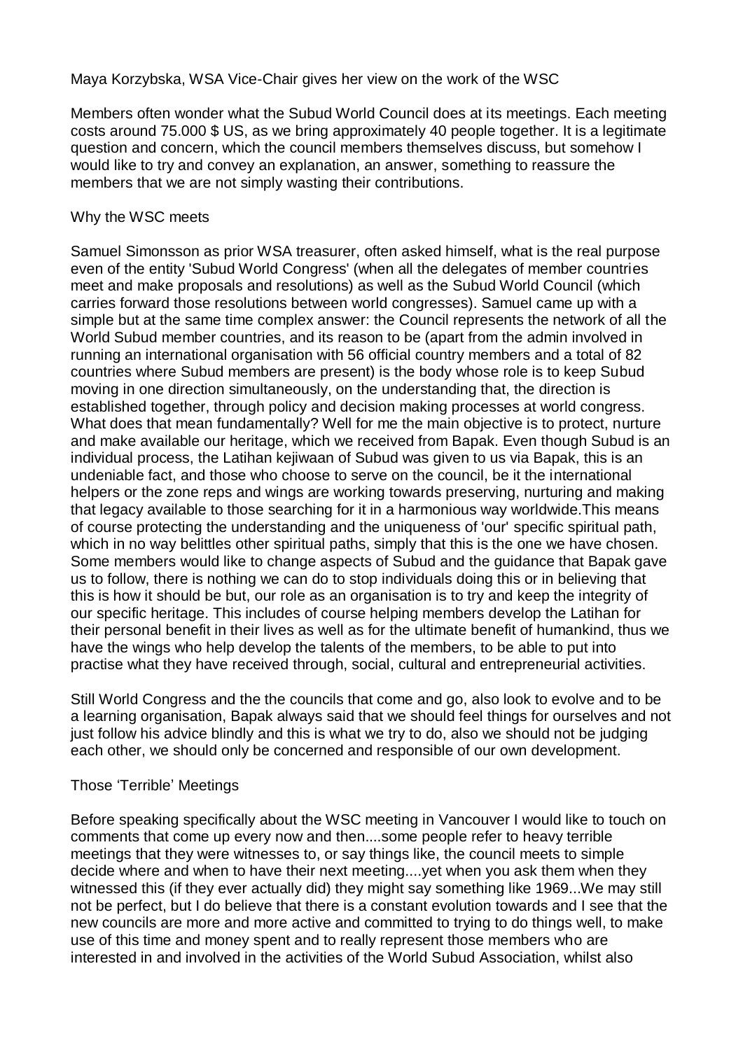Maya Korzybska, WSA Vice-Chair gives her view on the work of the WSC

Members often wonder what the Subud World Council does at its meetings. Each meeting costs around 75.000 $ US, as we bring approximately 40 people together. It is a legitimate question and concern, which the council members themselves discuss, but somehow I would like to try and convey an explanation, an answer, something to reassure the members that we are not simply wasting their contributions.

## Why the WSC meets

Samuel Simonsson as prior WSA treasurer, often asked himself, what is the real purpose even of the entity 'Subud World Congress' (when all the delegates of member countries meet and make proposals and resolutions) as well as the Subud World Council (which carries forward those resolutions between world congresses). Samuel came up with a simple but at the same time complex answer: the Council represents the network of all the World Subud member countries, and its reason to be (apart from the admin involved in running an international organisation with 56 official country members and a total of 82 countries where Subud members are present) is the body whose role is to keep Subud moving in one direction simultaneously, on the understanding that, the direction is established together, through policy and decision making processes at world congress. What does that mean fundamentally? Well for me the main objective is to protect, nurture and make available our heritage, which we received from Bapak. Even though Subud is an individual process, the Latihan kejiwaan of Subud was given to us via Bapak, this is an undeniable fact, and those who choose to serve on the council, be it the international helpers or the zone reps and wings are working towards preserving, nurturing and making that legacy available to those searching for it in a harmonious way worldwide.This means of course protecting the understanding and the uniqueness of 'our' specific spiritual path, which in no way belittles other spiritual paths, simply that this is the one we have chosen. Some members would like to change aspects of Subud and the guidance that Bapak gave us to follow, there is nothing we can do to stop individuals doing this or in believing that this is how it should be but, our role as an organisation is to try and keep the integrity of our specific heritage. This includes of course helping members develop the Latihan for their personal benefit in their lives as well as for the ultimate benefit of humankind, thus we have the wings who help develop the talents of the members, to be able to put into practise what they have received through, social, cultural and entrepreneurial activities.

Still World Congress and the the councils that come and go, also look to evolve and to be a learning organisation, Bapak always said that we should feel things for ourselves and not just follow his advice blindly and this is what we try to do, also we should not be judging each other, we should only be concerned and responsible of our own development.

## Those 'Terrible' Meetings

Before speaking specifically about the WSC meeting in Vancouver I would like to touch on comments that come up every now and then....some people refer to heavy terrible meetings that they were witnesses to, or say things like, the council meets to simple decide where and when to have their next meeting....yet when you ask them when they witnessed this (if they ever actually did) they might say something like 1969...We may still not be perfect, but I do believe that there is a constant evolution towards and I see that the new councils are more and more active and committed to trying to do things well, to make use of this time and money spent and to really represent those members who are interested in and involved in the activities of the World Subud Association, whilst also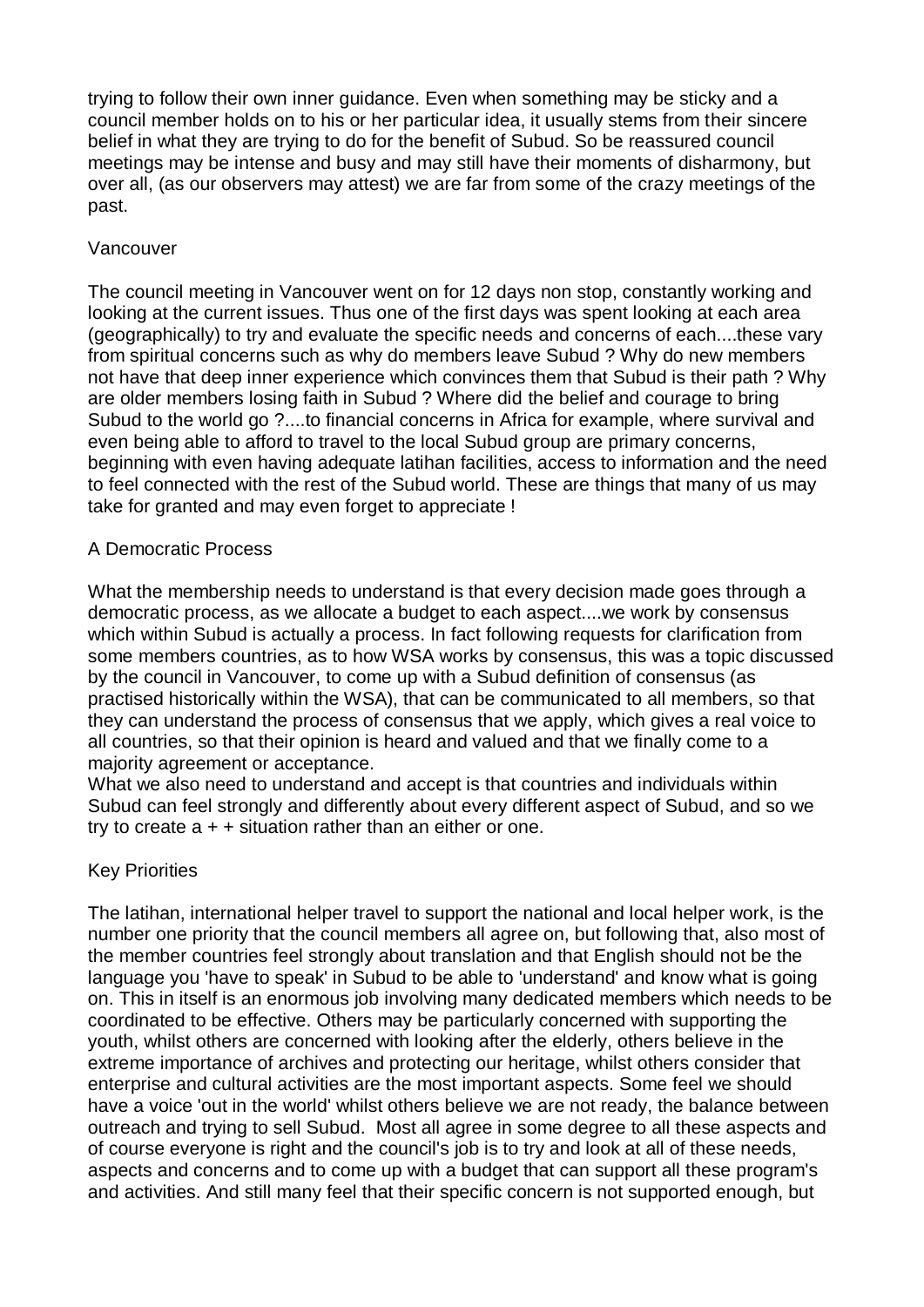trying to follow their own inner guidance. Even when something may be sticky and a council member holds on to his or her particular idea, it usually stems from their sincere belief in what they are trying to do for the benefit of Subud. So be reassured council meetings may be intense and busy and may still have their moments of disharmony, but over all, (as our observers may attest) we are far from some of the crazy meetings of the past.

## Vancouver

The council meeting in Vancouver went on for 12 days non stop, constantly working and looking at the current issues. Thus one of the first days was spent looking at each area (geographically) to try and evaluate the specific needs and concerns of each....these vary from spiritual concerns such as why do members leave Subud ? Why do new members not have that deep inner experience which convinces them that Subud is their path ? Why are older members losing faith in Subud ? Where did the belief and courage to bring Subud to the world go ?....to financial concerns in Africa for example, where survival and even being able to afford to travel to the local Subud group are primary concerns, beginning with even having adequate latihan facilities, access to information and the need to feel connected with the rest of the Subud world. These are things that many of us may take for granted and may even forget to appreciate !

## A Democratic Process

What the membership needs to understand is that every decision made goes through a democratic process, as we allocate a budget to each aspect....we work by consensus which within Subud is actually a process. In fact following requests for clarification from some members countries, as to how WSA works by consensus, this was a topic discussed by the council in Vancouver, to come up with a Subud definition of consensus (as practised historically within the WSA), that can be communicated to all members, so that they can understand the process of consensus that we apply, which gives a real voice to all countries, so that their opinion is heard and valued and that we finally come to a majority agreement or acceptance.
What we also need to understand and accept is that countries and individuals within Subud can feel strongly and differently about every different aspect of Subud, and so we try to create a + + situation rather than an either or one.

## Key Priorities

The latihan, international helper travel to support the national and local helper work, is the number one priority that the council members all agree on, but following that, also most of the member countries feel strongly about translation and that English should not be the language you 'have to speak' in Subud to be able to 'understand' and know what is going on. This in itself is an enormous job involving many dedicated members which needs to be coordinated to be effective. Others may be particularly concerned with supporting the youth, whilst others are concerned with looking after the elderly, others believe in the extreme importance of archives and protecting our heritage, whilst others consider that enterprise and cultural activities are the most important aspects. Some feel we should have a voice 'out in the world' whilst others believe we are not ready, the balance between outreach and trying to sell Subud. Most all agree in some degree to all these aspects and of course everyone is right and the council's job is to try and look at all of these needs, aspects and concerns and to come up with a budget that can support all these program's and activities. And still many feel that their specific concern is not supported enough, but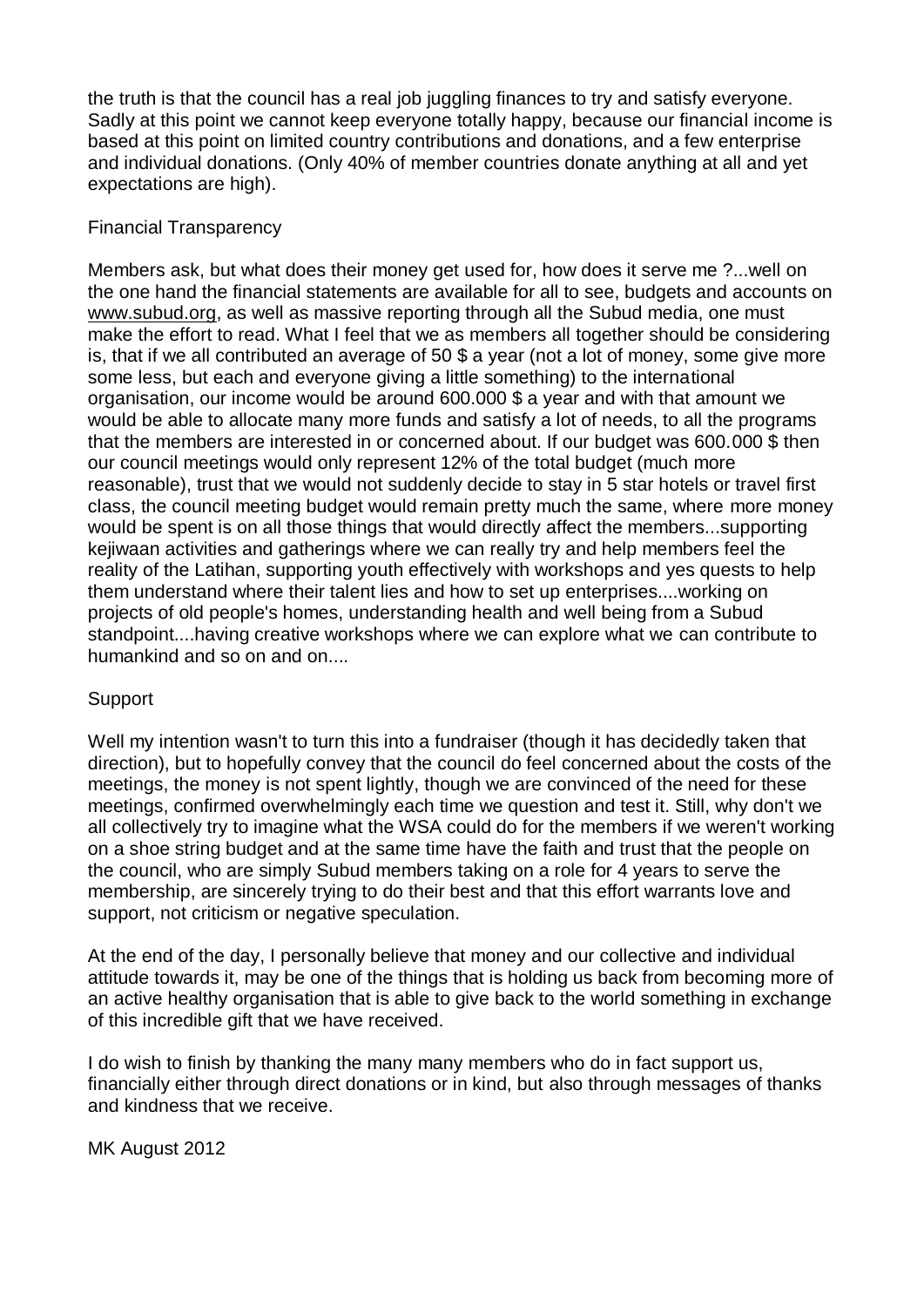the truth is that the council has a real job juggling finances to try and satisfy everyone. Sadly at this point we cannot keep everyone totally happy, because our financial income is based at this point on limited country contributions and donations, and a few enterprise and individual donations. (Only 40% of member countries donate anything at all and yet expectations are high).

## Financial Transparency

Members ask, but what does their money get used for, how does it serve me ?...well on the one hand the financial statements are available for all to see, budgets and accounts on www.subud.org, as well as massive reporting through all the Subud media, one must make the effort to read. What I feel that we as members all together should be considering is, that if we all contributed an average of 50 $ a year (not a lot of money, some give more some less, but each and everyone giving a little something) to the international organisation, our income would be around 600.000 $ a year and with that amount we would be able to allocate many more funds and satisfy a lot of needs, to all the programs that the members are interested in or concerned about. If our budget was 600.000 $ then our council meetings would only represent 12% of the total budget (much more reasonable), trust that we would not suddenly decide to stay in 5 star hotels or travel first class, the council meeting budget would remain pretty much the same, where more money would be spent is on all those things that would directly affect the members...supporting kejiwaan activities and gatherings where we can really try and help members feel the reality of the Latihan, supporting youth effectively with workshops and yes quests to help them understand where their talent lies and how to set up enterprises....working on projects of old people's homes, understanding health and well being from a Subud standpoint....having creative workshops where we can explore what we can contribute to humankind and so on and on....

## Support

Well my intention wasn't to turn this into a fundraiser (though it has decidedly taken that direction), but to hopefully convey that the council do feel concerned about the costs of the meetings, the money is not spent lightly, though we are convinced of the need for these meetings, confirmed overwhelmingly each time we question and test it. Still, why don't we all collectively try to imagine what the WSA could do for the members if we weren't working on a shoe string budget and at the same time have the faith and trust that the people on the council, who are simply Subud members taking on a role for 4 years to serve the membership, are sincerely trying to do their best and that this effort warrants love and support, not criticism or negative speculation.

At the end of the day, I personally believe that money and our collective and individual attitude towards it, may be one of the things that is holding us back from becoming more of an active healthy organisation that is able to give back to the world something in exchange of this incredible gift that we have received.

I do wish to finish by thanking the many many members who do in fact support us, financially either through direct donations or in kind, but also through messages of thanks and kindness that we receive.

MK August 2012